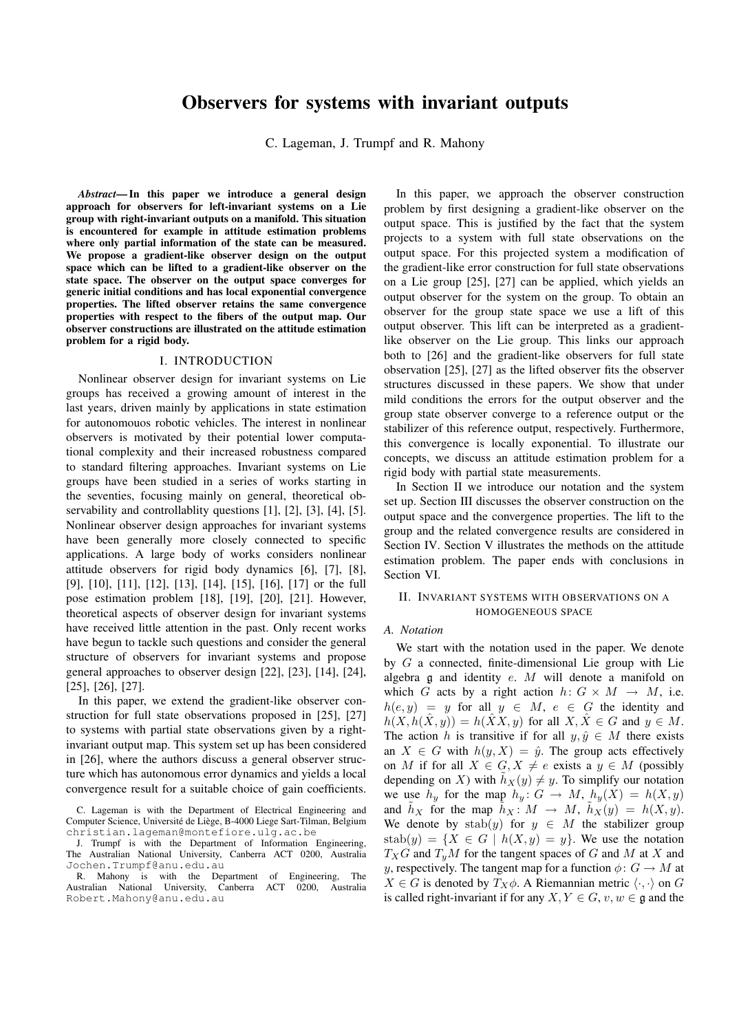# Observers for systems with invariant outputs

C. Lageman, J. Trumpf and R. Mahony

***Abstract*— In this paper we introduce a general design approach for observers for left-invariant systems on a Lie group with right-invariant outputs on a manifold. This situation is encountered for example in attitude estimation problems where only partial information of the state can be measured. We propose a gradient-like observer design on the output space which can be lifted to a gradient-like observer on the state space. The observer on the output space converges for generic initial conditions and has local exponential convergence properties. The lifted observer retains the same convergence properties with respect to the fibers of the output map. Our observer constructions are illustrated on the attitude estimation problem for a rigid body.**

## I. INTRODUCTION

Nonlinear observer design for invariant systems on Lie groups has received a growing amount of interest in the last years, driven mainly by applications in state estimation for autonomouos robotic vehicles. The interest in nonlinear observers is motivated by their potential lower computational complexity and their increased robustness compared to standard filtering approaches. Invariant systems on Lie groups have been studied in a series of works starting in the seventies, focusing mainly on general, theoretical observability and controllablity questions [1], [2], [3], [4], [5]. Nonlinear observer design approaches for invariant systems have been generally more closely connected to specific applications. A large body of works considers nonlinear attitude observers for rigid body dynamics [6], [7], [8], [9], [10], [11], [12], [13], [14], [15], [16], [17] or the full pose estimation problem [18], [19], [20], [21]. However, theoretical aspects of observer design for invariant systems have received little attention in the past. Only recent works have begun to tackle such questions and consider the general structure of observers for invariant systems and propose general approaches to observer design [22], [23], [14], [24], [25], [26], [27].

In this paper, we extend the gradient-like observer construction for full state observations proposed in [25], [27] to systems with partial state observations given by a right-invariant output map. This system set up has been considered in [26], where the authors discuss a general observer structure which has autonomous error dynamics and yields a local convergence result for a suitable choice of gain coefficients.

C. Lageman is with the Department of Electrical Engineering and Computer Science, Université de Liège, B-4000 Liege Sart-Tilman, Belgium christian.lageman@montefiore.ulg.ac.be

J. Trumpf is with the Department of Information Engineering, The Australian National University, Canberra ACT 0200, Australia Jochen.Trumpf@anu.edu.au

R. Mahony is with the Department of Engineering, The Australian National University, Canberra ACT 0200, Australia Robert.Mahony@anu.edu.au

In this paper, we approach the observer construction problem by first designing a gradient-like observer on the output space. This is justified by the fact that the system projects to a system with full state observations on the output space. For this projected system a modification of the gradient-like error construction for full state observations on a Lie group [25], [27] can be applied, which yields an output observer for the system on the group. To obtain an observer for the group state space we use a lift of this output observer. This lift can be interpreted as a gradient-like observer on the Lie group. This links our approach both to [26] and the gradient-like observers for full state observation [25], [27] as the lifted observer fits the observer structures discussed in these papers. We show that under mild conditions the errors for the output observer and the group state observer converge to a reference output or the stabilizer of this reference output, respectively. Furthermore, this convergence is locally exponential. To illustrate our concepts, we discuss an attitude estimation problem for a rigid body with partial state measurements.

In Section II we introduce our notation and the system set up. Section III discusses the observer construction on the output space and the convergence properties. The lift to the group and the related convergence results are considered in Section IV. Section V illustrates the methods on the attitude estimation problem. The paper ends with conclusions in Section VI.

## II. INVARIANT SYSTEMS WITH OBSERVATIONS ON A HOMOGENEOUS SPACE

### A. Notation

We start with the notation used in the paper. We denote by $G$ a connected, finite-dimensional Lie group with Lie algebra $\mathfrak{g}$ and identity $e$. $M$ will denote a manifold on which $G$ acts by a right action $h\colon G \times M \to M$, i.e. $h(e, y) = y$ for all $y \in M$, $e \in G$ the identity and $h(X, h(\hat{X}, y)) = h(\hat{X}X, y)$ for all $X, \hat{X} \in G$ and $y \in M$. The action $h$ is transitive if for all $y, \hat{y} \in M$ there exists an $X \in G$ with $h(y, X) = \hat{y}$. The group acts effectively on $M$ if for all $X \in G, X \neq e$ exists a $y \in M$ (possibly depending on $X$) with $\tilde{h}_X(y) \neq y$. To simplify our notation we use $h_y$ for the map $h_y\colon G \to M$, $h_y(X) = h(X, y)$ and $\tilde{h}_X$ for the map $\tilde{h}_X\colon M \to M$, $\tilde{h}_X(y) = h(X, y)$. We denote by $\mathrm{stab}(y)$ for $y \in M$ the stabilizer group $\mathrm{stab}(y) = \{X \in G \mid h(X, y) = y\}$. We use the notation $T_X G$ and $T_y M$ for the tangent spaces of $G$ and $M$ at $X$ and $y$, respectively. The tangent map for a function $\phi\colon G \to M$ at $X \in G$ is denoted by $T_X\phi$. A Riemannian metric $\langle \cdot, \cdot \rangle$ on $G$ is called right-invariant if for any $X, Y \in G$, $v, w \in \mathfrak{g}$ and the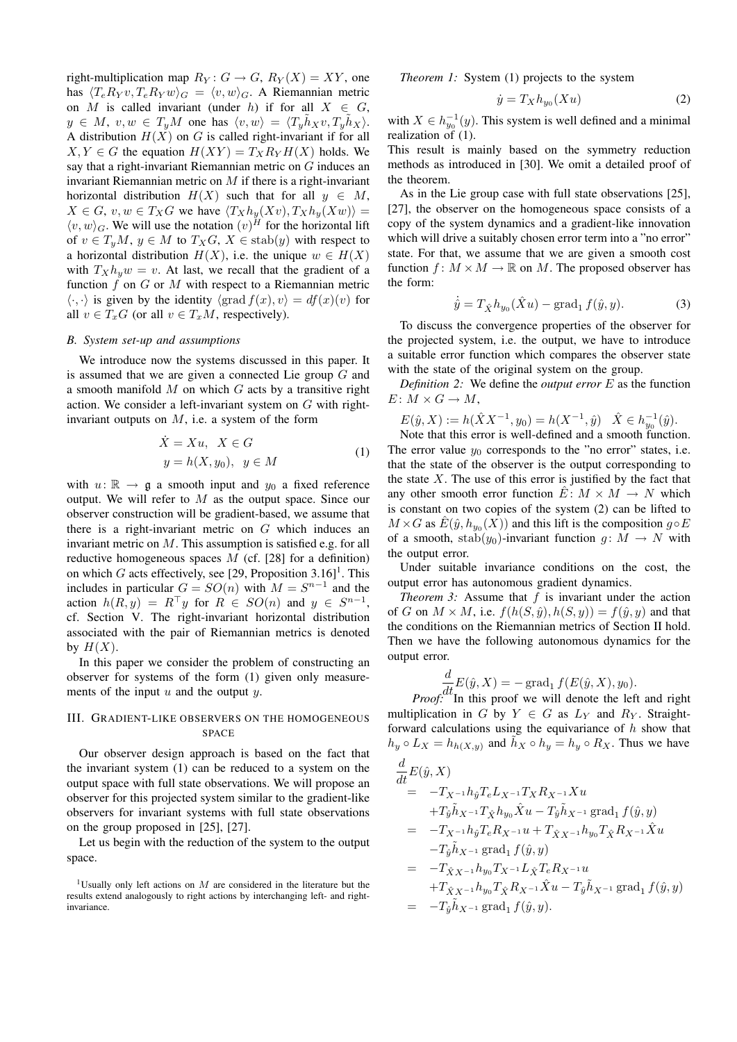right-multiplication map $R_Y \colon G \to G$, $R_Y(X) = XY$, one has $\langle T_e R_Y v, T_e R_Y w\rangle_G = \langle v, w\rangle_G$. A Riemannian metric on $M$ is called invariant (under $h$) if for all $X \in G$, $y \in M$, $v, w \in T_y M$ one has $\langle v, w\rangle = \langle T_y \tilde{h}_X v, T_y \tilde{h}_X\rangle$. A distribution $H(X)$ on $G$ is called right-invariant if for all $X, Y \in G$ the equation $H(XY) = T_X R_Y H(X)$ holds. We say that a right-invariant Riemannian metric on $G$ induces an invariant Riemannian metric on $M$ if there is a right-invariant horizontal distribution $H(X)$ such that for all $y \in M$, $X \in G$, $v, w \in T_X G$ we have $\langle T_X h_y(Xv), T_X h_y(Xw)\rangle = \langle v, w\rangle_G$. We will use the notation $(v)^H$ for the horizontal lift of $v \in T_y M$, $y \in M$ to $T_X G$, $X \in \text{stab}(y)$ with respect to a horizontal distribution $H(X)$, i.e. the unique $w \in H(X)$ with $T_X h_y w = v$. At last, we recall that the gradient of a function $f$ on $G$ or $M$ with respect to a Riemannian metric $\langle\cdot,\cdot\rangle$ is given by the identity $\langle \text{grad}\, f(x), v\rangle = df(x)(v)$ for all $v \in T_x G$ (or all $v \in T_x M$, respectively).

### B. System set-up and assumptions

We introduce now the systems discussed in this paper. It is assumed that we are given a connected Lie group $G$ and a smooth manifold $M$ on which $G$ acts by a transitive right action. We consider a left-invariant system on $G$ with right-invariant outputs on $M$, i.e. a system of the form

$$
\begin{aligned}
\dot{X} &= Xu, \quad X \in G \\
y &= h(X, y_0), \quad y \in M
\end{aligned}
\tag{1}
$$

with $u \colon \mathbb{R} \to \mathfrak{g}$ a smooth input and $y_0$ a fixed reference output. We will refer to $M$ as the output space. Since our observer construction will be gradient-based, we assume that there is a right-invariant metric on $G$ which induces an invariant metric on $M$. This assumption is satisfied e.g. for all reductive homogeneous spaces $M$ (cf. [28] for a definition) on which $G$ acts effectively, see [29, Proposition 3.16][1]. This includes in particular $G = SO(n)$ with $M = S^{n-1}$ and the action $h(R, y) = R^\top y$ for $R \in SO(n)$ and $y \in S^{n-1}$, cf. Section V. The right-invariant horizontal distribution associated with the pair of Riemannian metrics is denoted by $H(X)$.

In this paper we consider the problem of constructing an observer for systems of the form (1) given only measurements of the input $u$ and the output $y$.

## III. Gradient-like observers on the homogeneous space

Our observer design approach is based on the fact that the invariant system (1) can be reduced to a system on the output space with full state observations. We will propose an observer for this projected system similar to the gradient-like observers for invariant systems with full state observations on the group proposed in [25], [27].

Let us begin with the reduction of the system to the output space.

[1] Usually only left actions on $M$ are considered in the literature but the results extend analogously to right actions by interchanging left- and right-invariance.

*Theorem 1:* System (1) projects to the system

$$
\dot{y} = T_X h_{y_0}(Xu) \tag{2}
$$

with $X \in h_{y_0}^{-1}(y)$. This system is well defined and a minimal realization of (1).

This result is mainly based on the symmetry reduction methods as introduced in [30]. We omit a detailed proof of the theorem.

As in the Lie group case with full state observations [25], [27], the observer on the homogeneous space consists of a copy of the system dynamics and a gradient-like innovation which will drive a suitably chosen error term into a "no error" state. For that, we assume that we are given a smooth cost function $f \colon M \times M \to \mathbb{R}$ on $M$. The proposed observer has the form:

$$
\dot{\hat{y}} = T_{\hat{X}} h_{y_0}(\hat{X}u) - \text{grad}_1 f(\hat{y}, y). \tag{3}
$$

To discuss the convergence properties of the observer for the projected system, i.e. the output, we have to introduce a suitable error function which compares the observer state with the state of the original system on the group.

*Definition 2:* We define the *output error* $E$ as the function $E \colon M \times G \to M$,

$$
E(\hat{y}, X) := h(\hat{X}X^{-1}, y_0) = h(X^{-1}, \hat{y}) \quad \hat{X} \in h_{y_0}^{-1}(\hat{y}).
$$

Note that this error is well-defined and a smooth function. The error value $y_0$ corresponds to the "no error" states, i.e. that the state of the observer is the output corresponding to the state $X$. The use of this error is justified by the fact that any other smooth error function $\tilde{E} \colon M \times M \to N$ which is constant on two copies of the system (2) can be lifted to $M \times G$ as $\hat{E}(\hat{y}, h_{y_0}(X))$ and this lift is the composition $g \circ E$ of a smooth, $\text{stab}(y_0)$-invariant function $g \colon M \to N$ with the output error.

Under suitable invariance conditions on the cost, the output error has autonomous gradient dynamics.

*Theorem 3:* Assume that $f$ is invariant under the action of $G$ on $M \times M$, i.e. $f(h(S, \hat{y}), h(S, y)) = f(\hat{y}, y)$ and that the conditions on the Riemannian metrics of Section II hold. Then we have the following autonomous dynamics for the output error.

$$
\frac{d}{dt} E(\hat{y}, X) = -\text{grad}_1 f(E(\hat{y}, X), y_0).
$$

*Proof:* In this proof we will denote the left and right multiplication in $G$ by $Y \in G$ as $L_Y$ and $R_Y$. Straightforward calculations using the equivariance of $h$ show that $h_y \circ L_X = h_{h(X,y)}$ and $\tilde{h}_X \circ h_y = h_y \circ R_X$. Thus we have

$$
\begin{aligned}
&\frac{d}{dt} E(\hat{y}, X) \\
&= -T_{X^{-1}} h_{\hat{y}} T_e L_{X^{-1}} T_X R_{X^{-1}} X u \\
&\quad + T_{\hat{y}} \tilde{h}_{X^{-1}} T_{\hat{X}} h_{y_0} \hat{X} u - T_{\hat{y}} \tilde{h}_{X^{-1}} \text{grad}_1 f(\hat{y}, y) \\
&= -T_{X^{-1}} h_{\hat{y}} T_e R_{X^{-1}} u + T_{\hat{X}X^{-1}} h_{y_0} T_{\hat{X}} R_{X^{-1}} \hat{X} u \\
&\quad - T_{\hat{y}} \tilde{h}_{X^{-1}} \text{grad}_1 f(\hat{y}, y) \\
&= -T_{\hat{X}X^{-1}} h_{y_0} T_{X^{-1}} L_{\hat{X}} T_e R_{X^{-1}} u \\
&\quad + T_{\hat{X}X^{-1}} h_{y_0} T_{\hat{X}} R_{X^{-1}} \hat{X} u - T_{\hat{y}} \tilde{h}_{X^{-1}} \text{grad}_1 f(\hat{y}, y) \\
&= -T_{\hat{y}} \tilde{h}_{X^{-1}} \text{grad}_1 f(\hat{y}, y).
\end{aligned}
$$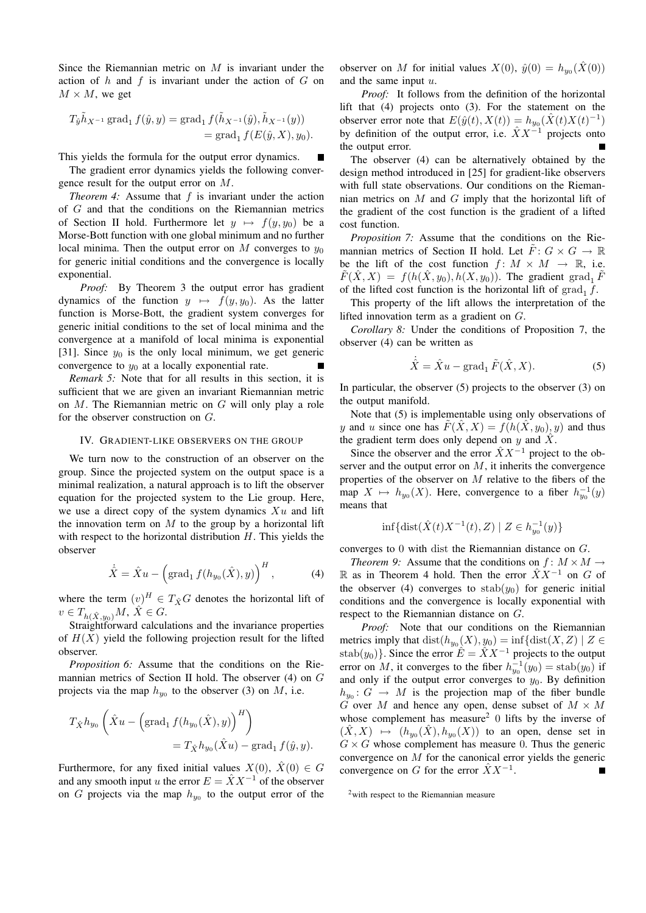Since the Riemannian metric on $M$ is invariant under the action of $h$ and $f$ is invariant under the action of $G$ on $M \times M$, we get

$$T_{\hat{y}}\tilde{h}_{X^{-1}} \operatorname{grad}_1 f(\hat{y}, y) = \operatorname{grad}_1 f(\tilde{h}_{X^{-1}}(\hat{y}), \tilde{h}_{X^{-1}}(y)) \\ = \operatorname{grad}_1 f(E(\hat{y}, X), y_0).$$

This yields the formula for the output error dynamics. ∎

The gradient error dynamics yields the following convergence result for the output error on $M$.

*Theorem 4:* Assume that $f$ is invariant under the action of $G$ and that the conditions on the Riemannian metrics of Section II hold. Furthermore let $y \mapsto f(y, y_0)$ be a Morse-Bott function with one global minimum and no further local minima. Then the output error on $M$ converges to $y_0$ for generic initial conditions and the convergence is locally exponential.

*Proof:* By Theorem 3 the output error has gradient dynamics of the function $y \mapsto f(y, y_0)$. As the latter function is Morse-Bott, the gradient system converges for generic initial conditions to the set of local minima and the convergence at a manifold of local minima is exponential [31]. Since $y_0$ is the only local minimum, we get generic convergence to $y_0$ at a locally exponential rate. ∎

*Remark 5:* Note that for all results in this section, it is sufficient that we are given an invariant Riemannian metric on $M$. The Riemannian metric on $G$ will only play a role for the observer construction on $G$.

## IV. Gradient-like observers on the group

We turn now to the construction of an observer on the group. Since the projected system on the output space is a minimal realization, a natural approach is to lift the observer equation for the projected system to the Lie group. Here, we use a direct copy of the system dynamics $Xu$ and lift the innovation term on $M$ to the group by a horizontal lift with respect to the horizontal distribution $H$. This yields the observer

$$\dot{\hat{X}} = \hat{X}u - \left(\operatorname{grad}_1 f(h_{y_0}(\hat{X}), y)\right)^H, \tag{4}$$

where the term $(v)^H \in T_{\hat{X}}G$ denotes the horizontal lift of $v \in T_{h(\hat{X}, y_0)}M$, $\hat{X} \in G$.

Straightforward calculations and the invariance properties of $H(X)$ yield the following projection result for the lifted observer.

*Proposition 6:* Assume that the conditions on the Riemannian metrics of Section II hold. The observer (4) on $G$ projects via the map $h_{y_0}$ to the observer (3) on $M$, i.e.

$$T_{\hat{X}}h_{y_0}\left(\hat{X}u - \left(\operatorname{grad}_1 f(h_{y_0}(\hat{X}), y)\right)^H\right) \\ = T_{\hat{X}}h_{y_0}(\hat{X}u) - \operatorname{grad}_1 f(\hat{y}, y).$$

Furthermore, for any fixed initial values $X(0)$, $\hat{X}(0) \in G$ and any smooth input $u$ the error $E = \hat{X}X^{-1}$ of the observer on $G$ projects via the map $h_{y_0}$ to the output error of the observer on $M$ for initial values $X(0)$, $\hat{y}(0) = h_{y_0}(\hat{X}(0))$ and the same input $u$.

*Proof:* It follows from the definition of the horizontal lift that (4) projects onto (3). For the statement on the observer error note that $E(\hat{y}(t), X(t)) = h_{y_0}(\hat{X}(t)X(t)^{-1})$ by definition of the output error, i.e. $\hat{X}X^{-1}$ projects onto the output error. ∎

The observer (4) can be alternatively obtained by the design method introduced in [25] for gradient-like observers with full state observations. Our conditions on the Riemannian metrics on $M$ and $G$ imply that the horizontal lift of the gradient of the cost function is the gradient of a lifted cost function.

*Proposition 7:* Assume that the conditions on the Riemannian metrics of Section II hold. Let $\tilde{F}\colon G \times G \to \mathbb{R}$ be the lift of the cost function $f\colon M \times M \to \mathbb{R}$, i.e. $\tilde{F}(\hat{X}, X) = f(h(\hat{X}, y_0), h(X, y_0))$. The gradient $\operatorname{grad}_1 \tilde{F}$ of the lifted cost function is the horizontal lift of $\operatorname{grad}_1 f$.

This property of the lift allows the interpretation of the lifted innovation term as a gradient on $G$.

*Corollary 8:* Under the conditions of Proposition 7, the observer (4) can be written as

$$\dot{\hat{X}} = \hat{X}u - \operatorname{grad}_1 \tilde{F}(\hat{X}, X). \tag{5}$$

In particular, the observer (5) projects to the observer (3) on the output manifold.

Note that (5) is implementable using only observations of $y$ and $u$ since one has $\tilde{F}(\hat{X}, X) = f(h(\hat{X}, y_0), y)$ and thus the gradient term does only depend on $y$ and $\hat{X}$.

Since the observer and the error $\hat{X}X^{-1}$ project to the observer and the output error on $M$, it inherits the convergence properties of the observer on $M$ relative to the fibers of the map $X \mapsto h_{y_0}(X)$. Here, convergence to a fiber $h_{y_0}^{-1}(y)$ means that

$$\inf\{\operatorname{dist}(\hat{X}(t)X^{-1}(t), Z) \mid Z \in h_{y_0}^{-1}(y)\}$$

converges to 0 with dist the Riemannian distance on $G$.

*Theorem 9:* Assume that the conditions on $f\colon M \times M \to \mathbb{R}$ as in Theorem 4 hold. Then the error $\hat{X}X^{-1}$ on $G$ of the observer (4) converges to $\operatorname{stab}(y_0)$ for generic initial conditions and the convergence is locally exponential with respect to the Riemannian distance on $G$.

*Proof:* Note that our conditions on the Riemannian metrics imply that $\operatorname{dist}(h_{y_0}(X), y_0) = \inf\{\operatorname{dist}(X, Z) \mid Z \in \operatorname{stab}(y_0)\}$. Since the error $E = \hat{X}X^{-1}$ projects to the output error on $M$, it converges to the fiber $h_{y_0}^{-1}(y_0) = \operatorname{stab}(y_0)$ if and only if the output error converges to $y_0$. By definition $h_{y_0}\colon G \to M$ is the projection map of the fiber bundle $G$ over $M$ and hence any open, dense subset of $M \times M$ whose complement has measure[2] 0 lifts by the inverse of $(\hat{X}, X) \mapsto (h_{y_0}(\hat{X}), h_{y_0}(X))$ to an open, dense set in $G \times G$ whose complement has measure 0. Thus the generic convergence on $M$ for the canonical error yields the generic convergence on $G$ for the error $\hat{X}X^{-1}$. ∎

[2] with respect to the Riemannian measure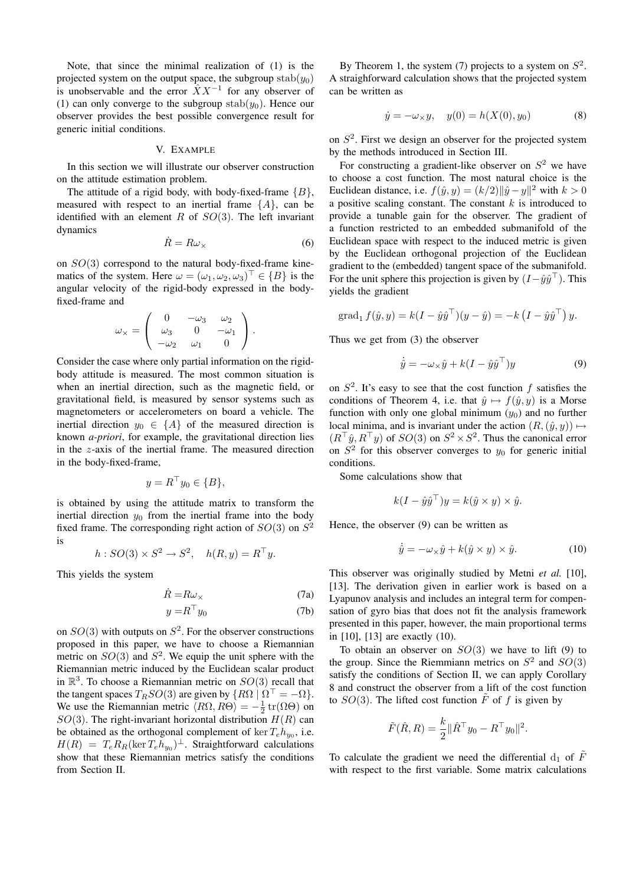Note, that since the minimal realization of (1) is the projected system on the output space, the subgroup $\mathrm{stab}(y_0)$ is unobservable and the error $\hat{X}X^{-1}$ for any observer of (1) can only converge to the subgroup $\mathrm{stab}(y_0)$. Hence our observer provides the best possible convergence result for generic initial conditions.

## V. Example

In this section we will illustrate our observer construction on the attitude estimation problem.

The attitude of a rigid body, with body-fixed-frame $\{B\}$, measured with respect to an inertial frame $\{A\}$, can be identified with an element $R$ of $SO(3)$. The left invariant dynamics

$$\dot{R} = R\omega_\times \tag{6}$$

on $SO(3)$ correspond to the natural body-fixed-frame kinematics of the system. Here $\omega = (\omega_1, \omega_2, \omega_3)^\top \in \{B\}$ is the angular velocity of the rigid-body expressed in the body-fixed-frame and

$$\omega_\times = \begin{pmatrix} 0 & -\omega_3 & \omega_2 \\ \omega_3 & 0 & -\omega_1 \\ -\omega_2 & \omega_1 & 0 \end{pmatrix}.$$

Consider the case where only partial information on the rigid-body attitude is measured. The most common situation is when an inertial direction, such as the magnetic field, or gravitational field, is measured by sensor systems such as magnetometers or accelerometers on board a vehicle. The inertial direction $y_0 \in \{A\}$ of the measured direction is known *a-priori*, for example, the gravitational direction lies in the $z$-axis of the inertial frame. The measured direction in the body-fixed-frame,

$$y = R^\top y_0 \in \{B\},$$

is obtained by using the attitude matrix to transform the inertial direction $y_0$ from the inertial frame into the body fixed frame. The corresponding right action of $SO(3)$ on $S^2$ is

$$h : SO(3) \times S^2 \to S^2, \quad h(R, y) = R^\top y.$$

This yields the system

$$\dot{R} = R\omega_\times \tag{7a}$$

$$y = R^\top y_0 \tag{7b}$$

on $SO(3)$ with outputs on $S^2$. For the observer constructions proposed in this paper, we have to choose a Riemannian metric on $SO(3)$ and $S^2$. We equip the unit sphere with the Riemannian metric induced by the Euclidean scalar product in $\mathbb{R}^3$. To choose a Riemannian metric on $SO(3)$ recall that the tangent spaces $T_R SO(3)$ are given by $\{R\Omega \mid \Omega^\top = -\Omega\}$. We use the Riemannian metric $\langle R\Omega, R\Theta\rangle = -\frac{1}{2}\operatorname{tr}(\Omega\Theta)$ on $SO(3)$. The right-invariant horizontal distribution $H(R)$ can be obtained as the orthogonal complement of $\ker T_e h_{y_0}$, i.e. $H(R) = T_e R_R (\ker T_e h_{y_0})^\perp$. Straightforward calculations show that these Riemannian metrics satisfy the conditions from Section II.

By Theorem 1, the system (7) projects to a system on $S^2$. A straighforward calculation shows that the projected system can be written as

$$\dot{y} = -\omega_\times y, \quad y(0) = h(X(0), y_0) \tag{8}$$

on $S^2$. First we design an observer for the projected system by the methods introduced in Section III.

For constructing a gradient-like observer on $S^2$ we have to choose a cost function. The most natural choice is the Euclidean distance, i.e. $f(\hat{y}, y) = (k/2)\|\hat{y} - y\|^2$ with $k > 0$ a positive scaling constant. The constant $k$ is introduced to provide a tunable gain for the observer. The gradient of a function restricted to an embedded submanifold of the Euclidean space with respect to the induced metric is given by the Euclidean orthogonal projection of the Euclidean gradient to the (embedded) tangent space of the submanifold. For the unit sphere this projection is given by $(I - \hat{y}\hat{y}^\top)$. This yields the gradient

$$\operatorname{grad}_1 f(\hat{y}, y) = k(I - \hat{y}\hat{y}^\top)(y - \hat{y}) = -k\left(I - \hat{y}\hat{y}^\top\right)y.$$

Thus we get from (3) the observer

$$\dot{\hat{y}} = -\omega_\times \hat{y} + k(I - \hat{y}\hat{y}^\top)y \tag{9}$$

on $S^2$. It's easy to see that the cost function $f$ satisfies the conditions of Theorem 4, i.e. that $\hat{y} \mapsto f(\hat{y}, y)$ is a Morse function with only one global minimum ($y_0$) and no further local minima, and is invariant under the action $(R, (\hat{y}, y)) \mapsto (R^\top \hat{y}, R^\top y)$ of $SO(3)$ on $S^2 \times S^2$. Thus the canonical error on $S^2$ for this observer converges to $y_0$ for generic initial conditions.

Some calculations show that

$$k(I - \hat{y}\hat{y}^\top)y = k(\hat{y} \times y) \times \hat{y}.$$

Hence, the observer (9) can be written as

$$\dot{\hat{y}} = -\omega_\times \hat{y} + k(\hat{y} \times y) \times \hat{y}. \tag{10}$$

This observer was originally studied by Metni *et al.* [10], [13]. The derivation given in earlier work is based on a Lyapunov analysis and includes an integral term for compensation of gyro bias that does not fit the analysis framework presented in this paper, however, the main proportional terms in [10], [13] are exactly (10).

To obtain an observer on $SO(3)$ we have to lift (9) to the group. Since the Riemmiann metrics on $S^2$ and $SO(3)$ satisfy the conditions of Section II, we can apply Corollary 8 and construct the observer from a lift of the cost function to $SO(3)$. The lifted cost function $\tilde{F}$ of $f$ is given by

$$\tilde{F}(\hat{R}, R) = \frac{k}{2}\|\hat{R}^\top y_0 - R^\top y_0\|^2.$$

To calculate the gradient we need the differential $\mathrm{d}_1$ of $\tilde{F}$ with respect to the first variable. Some matrix calculations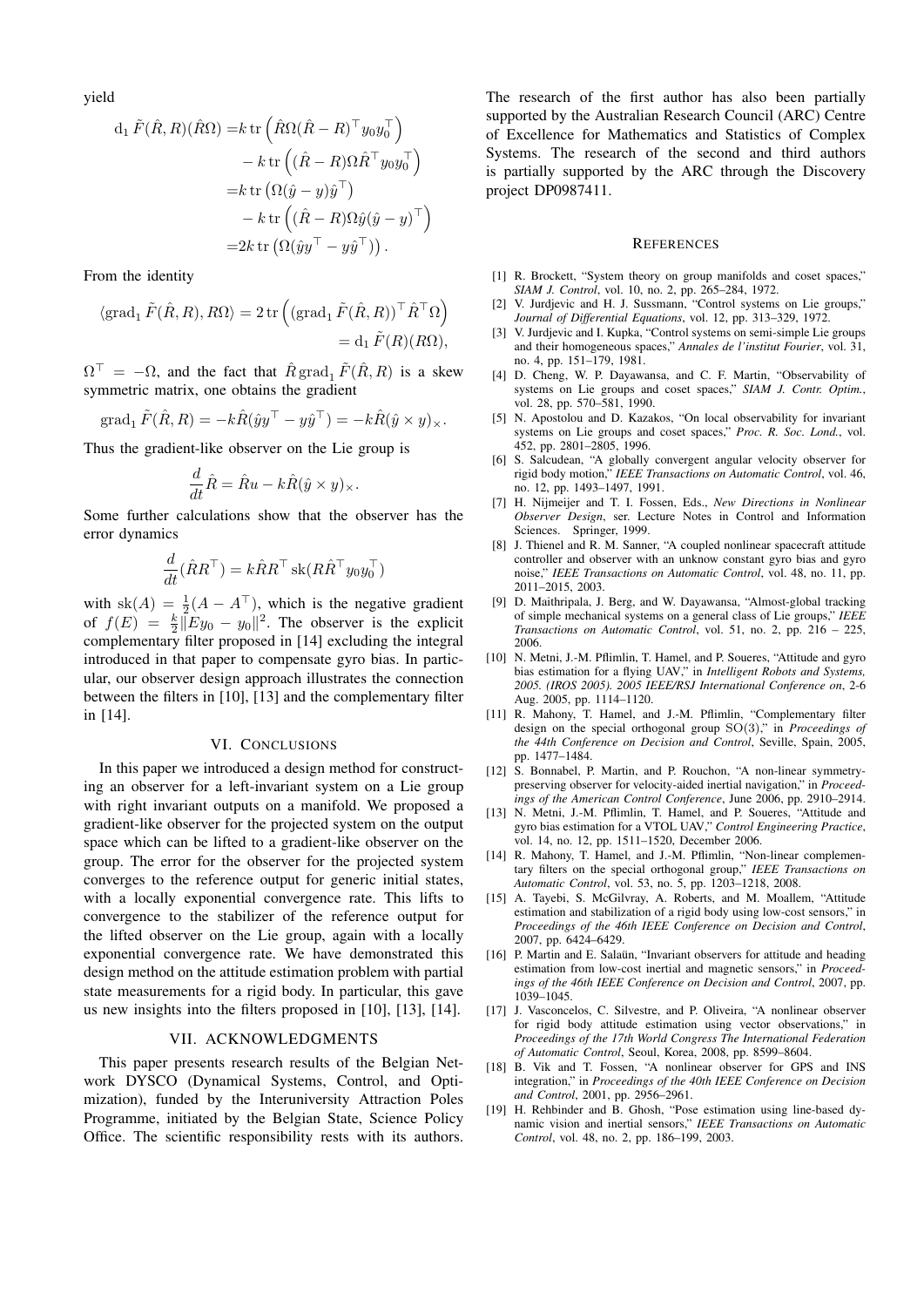yield

$$
\begin{aligned}
\mathrm{d}_1 \tilde{F}(\hat{R}, R)(\hat{R}\Omega) =& k \operatorname{tr}\left(\hat{R}\Omega(\hat{R}-R)^\top y_0 y_0^\top\right) \\
& - k \operatorname{tr}\left((\hat{R}-R)\Omega \hat{R}^\top y_0 y_0^\top\right) \\
=& k \operatorname{tr}\left(\Omega(\hat{y}-y)\hat{y}^\top\right) \\
& - k \operatorname{tr}\left((\hat{R}-R)\Omega \hat{y}(\hat{y}-y)^\top\right) \\
=& 2k \operatorname{tr}\left(\Omega(\hat{y}y^\top - y\hat{y}^\top)\right).
\end{aligned}
$$

From the identity

$$
\begin{aligned}
\langle \operatorname{grad}_1 \tilde{F}(\hat{R}, R), R\Omega \rangle = 2 \operatorname{tr}\left((\operatorname{grad}_1 \tilde{F}(\hat{R}, R))^\top \hat{R}^\top \Omega\right) \\
= \mathrm{d}_1 \tilde{F}(R)(R\Omega),
\end{aligned}
$$

$\Omega^\top = -\Omega$, and the fact that $\hat{R} \operatorname{grad}_1 \tilde{F}(\hat{R}, R)$ is a skew symmetric matrix, one obtains the gradient

$$
\operatorname{grad}_1 \tilde{F}(\hat{R}, R) = -k\hat{R}(\hat{y}y^\top - y\hat{y}^\top) = -k\hat{R}(\hat{y} \times y)_\times.
$$

Thus the gradient-like observer on the Lie group is

$$
\frac{d}{dt}\hat{R} = \hat{R}u - k\hat{R}(\hat{y} \times y)_\times.
$$

Some further calculations show that the observer has the error dynamics

$$
\frac{d}{dt}(\hat{R}R^\top) = k\hat{R}R^\top \operatorname{sk}(R\hat{R}^\top y_0 y_0^\top)
$$

with $\operatorname{sk}(A) = \frac{1}{2}(A - A^\top)$, which is the negative gradient of $f(E) = \frac{k}{2}\|Ey_0 - y_0\|^2$. The observer is the explicit complementary filter proposed in [14] excluding the integral introduced in that paper to compensate gyro bias. In particular, our observer design approach illustrates the connection between the filters in [10], [13] and the complementary filter in [14].

## VI. Conclusions

In this paper we introduced a design method for constructing an observer for a left-invariant system on a Lie group with right invariant outputs on a manifold. We proposed a gradient-like observer for the projected system on the output space which can be lifted to a gradient-like observer on the group. The error for the observer for the projected system converges to the reference output for generic initial states, with a locally exponential convergence rate. This lifts to convergence to the stabilizer of the reference output for the lifted observer on the Lie group, again with a locally exponential convergence rate. We have demonstrated this design method on the attitude estimation problem with partial state measurements for a rigid body. In particular, this gave us new insights into the filters proposed in [10], [13], [14].

## VII. Acknowledgments

This paper presents research results of the Belgian Network DYSCO (Dynamical Systems, Control, and Optimization), funded by the Interuniversity Attraction Poles Programme, initiated by the Belgian State, Science Policy Office. The scientific responsibility rests with its authors. The research of the first author has also been partially supported by the Australian Research Council (ARC) Centre of Excellence for Mathematics and Statistics of Complex Systems. The research of the second and third authors is partially supported by the ARC through the Discovery project DP0987411.

## References

[1] R. Brockett, "System theory on group manifolds and coset spaces," *SIAM J. Control*, vol. 10, no. 2, pp. 265–284, 1972.

[2] V. Jurdjevic and H. J. Sussmann, "Control systems on Lie groups," *Journal of Differential Equations*, vol. 12, pp. 313–329, 1972.

[3] V. Jurdjevic and I. Kupka, "Control systems on semi-simple Lie groups and their homogeneous spaces," *Annales de l'institut Fourier*, vol. 31, no. 4, pp. 151–179, 1981.

[4] D. Cheng, W. P. Dayawansa, and C. F. Martin, "Observability of systems on Lie groups and coset spaces," *SIAM J. Contr. Optim.*, vol. 28, pp. 570–581, 1990.

[5] N. Apostolou and D. Kazakos, "On local observability for invariant systems on Lie groups and coset spaces," *Proc. R. Soc. Lond.*, vol. 452, pp. 2801–2805, 1996.

[6] S. Salcudean, "A globally convergent angular velocity observer for rigid body motion," *IEEE Transactions on Automatic Control*, vol. 46, no. 12, pp. 1493–1497, 1991.

[7] H. Nijmeijer and T. I. Fossen, Eds., *New Directions in Nonlinear Observer Design*, ser. Lecture Notes in Control and Information Sciences. Springer, 1999.

[8] J. Thienel and R. M. Sanner, "A coupled nonlinear spacecraft attitude controller and observer with an unknow constant gyro bias and gyro noise," *IEEE Transactions on Automatic Control*, vol. 48, no. 11, pp. 2011–2015, 2003.

[9] D. Maithripala, J. Berg, and W. Dayawansa, "Almost-global tracking of simple mechanical systems on a general class of Lie groups," *IEEE Transactions on Automatic Control*, vol. 51, no. 2, pp. 216 – 225, 2006.

[10] N. Metni, J.-M. Pflimlin, T. Hamel, and P. Soueres, "Attitude and gyro bias estimation for a flying UAV," in *Intelligent Robots and Systems, 2005. (IROS 2005). 2005 IEEE/RSJ International Conference on*, 2-6 Aug. 2005, pp. 1114–1120.

[11] R. Mahony, T. Hamel, and J.-M. Pflimlin, "Complementary filter design on the special orthogonal group SO(3)," in *Proceedings of the 44th Conference on Decision and Control*, Seville, Spain, 2005, pp. 1477–1484.

[12] S. Bonnabel, P. Martin, and P. Rouchon, "A non-linear symmetry-preserving observer for velocity-aided inertial navigation," in *Proceedings of the American Control Conference*, June 2006, pp. 2910–2914.

[13] N. Metni, J.-M. Pflimlin, T. Hamel, and P. Soueres, "Attitude and gyro bias estimation for a VTOL UAV," *Control Engineering Practice*, vol. 14, no. 12, pp. 1511–1520, December 2006.

[14] R. Mahony, T. Hamel, and J.-M. Pflimlin, "Non-linear complementary filters on the special orthogonal group," *IEEE Transactions on Automatic Control*, vol. 53, no. 5, pp. 1203–1218, 2008.

[15] A. Tayebi, S. McGilvray, A. Roberts, and M. Moallem, "Attitude estimation and stabilization of a rigid body using low-cost sensors," in *Proceedings of the 46th IEEE Conference on Decision and Control*, 2007, pp. 6424–6429.

[16] P. Martin and E. Salaün, "Invariant observers for attitude and heading estimation from low-cost inertial and magnetic sensors," in *Proceedings of the 46th IEEE Conference on Decision and Control*, 2007, pp. 1039–1045.

[17] J. Vasconcelos, C. Silvestre, and P. Oliveira, "A nonlinear observer for rigid body attitude estimation using vector observations," in *Proceedings of the 17th World Congress The International Federation of Automatic Control*, Seoul, Korea, 2008, pp. 8599–8604.

[18] B. Vik and T. Fossen, "A nonlinear observer for GPS and INS integration," in *Proceedings of the 40th IEEE Conference on Decision and Control*, 2001, pp. 2956–2961.

[19] H. Rehbinder and B. Ghosh, "Pose estimation using line-based dynamic vision and inertial sensors," *IEEE Transactions on Automatic Control*, vol. 48, no. 2, pp. 186–199, 2003.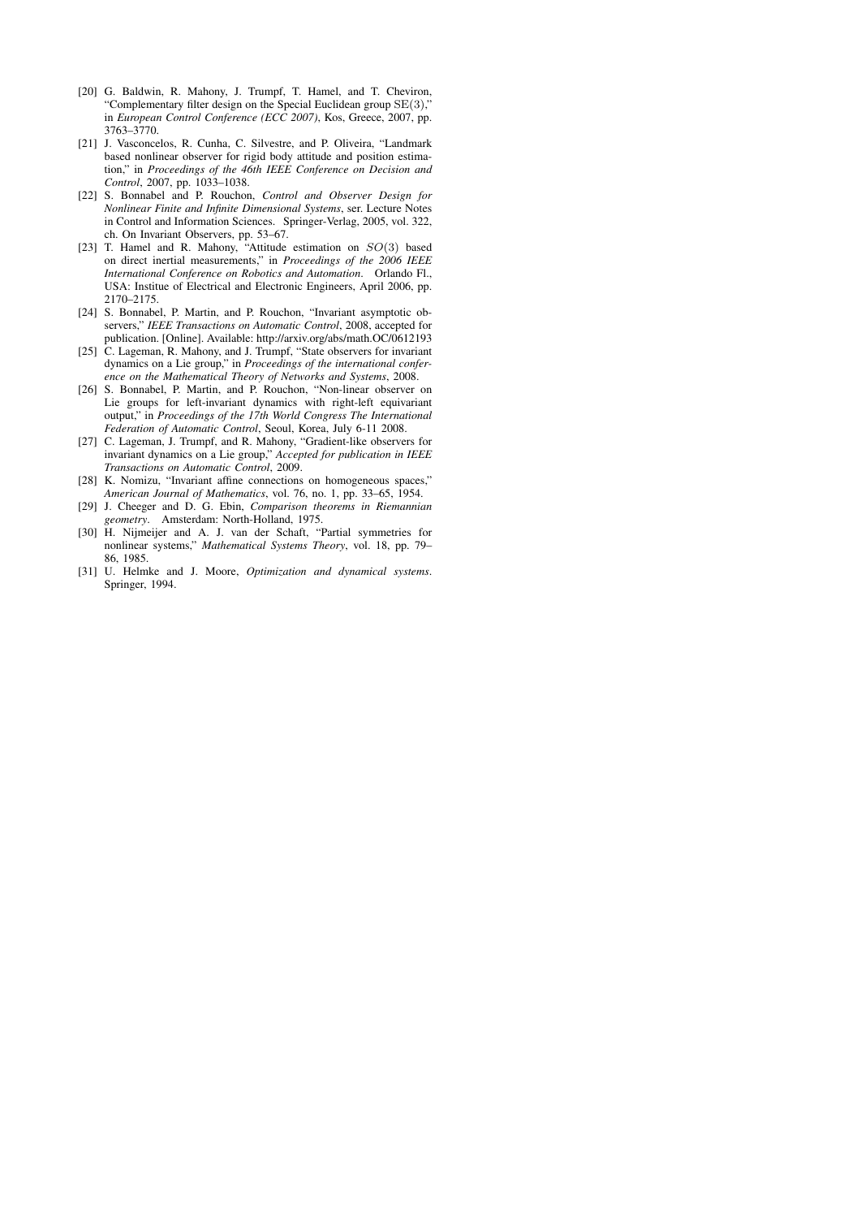[20] G. Baldwin, R. Mahony, J. Trumpf, T. Hamel, and T. Cheviron, "Complementary filter design on the Special Euclidean group $\mathrm{SE}(3)$," in *European Control Conference (ECC 2007)*, Kos, Greece, 2007, pp. 3763–3770.

[21] J. Vasconcelos, R. Cunha, C. Silvestre, and P. Oliveira, "Landmark based nonlinear observer for rigid body attitude and position estimation," in *Proceedings of the 46th IEEE Conference on Decision and Control*, 2007, pp. 1033–1038.

[22] S. Bonnabel and P. Rouchon, *Control and Observer Design for Nonlinear Finite and Infinite Dimensional Systems*, ser. Lecture Notes in Control and Information Sciences. Springer-Verlag, 2005, vol. 322, ch. On Invariant Observers, pp. 53–67.

[23] T. Hamel and R. Mahony, "Attitude estimation on $SO(3)$ based on direct inertial measurements," in *Proceedings of the 2006 IEEE International Conference on Robotics and Automation*. Orlando Fl., USA: Institue of Electrical and Electronic Engineers, April 2006, pp. 2170–2175.

[24] S. Bonnabel, P. Martin, and P. Rouchon, "Invariant asymptotic observers," *IEEE Transactions on Automatic Control*, 2008, accepted for publication. [Online]. Available: http://arxiv.org/abs/math.OC/0612193

[25] C. Lageman, R. Mahony, and J. Trumpf, "State observers for invariant dynamics on a Lie group," in *Proceedings of the international conference on the Mathematical Theory of Networks and Systems*, 2008.

[26] S. Bonnabel, P. Martin, and P. Rouchon, "Non-linear observer on Lie groups for left-invariant dynamics with right-left equivariant output," in *Proceedings of the 17th World Congress The International Federation of Automatic Control*, Seoul, Korea, July 6-11 2008.

[27] C. Lageman, J. Trumpf, and R. Mahony, "Gradient-like observers for invariant dynamics on a Lie group," *Accepted for publication in IEEE Transactions on Automatic Control*, 2009.

[28] K. Nomizu, "Invariant affine connections on homogeneous spaces," *American Journal of Mathematics*, vol. 76, no. 1, pp. 33–65, 1954.

[29] J. Cheeger and D. G. Ebin, *Comparison theorems in Riemannian geometry*. Amsterdam: North-Holland, 1975.

[30] H. Nijmeijer and A. J. van der Schaft, "Partial symmetries for nonlinear systems," *Mathematical Systems Theory*, vol. 18, pp. 79–86, 1985.

[31] U. Helmke and J. Moore, *Optimization and dynamical systems*. Springer, 1994.